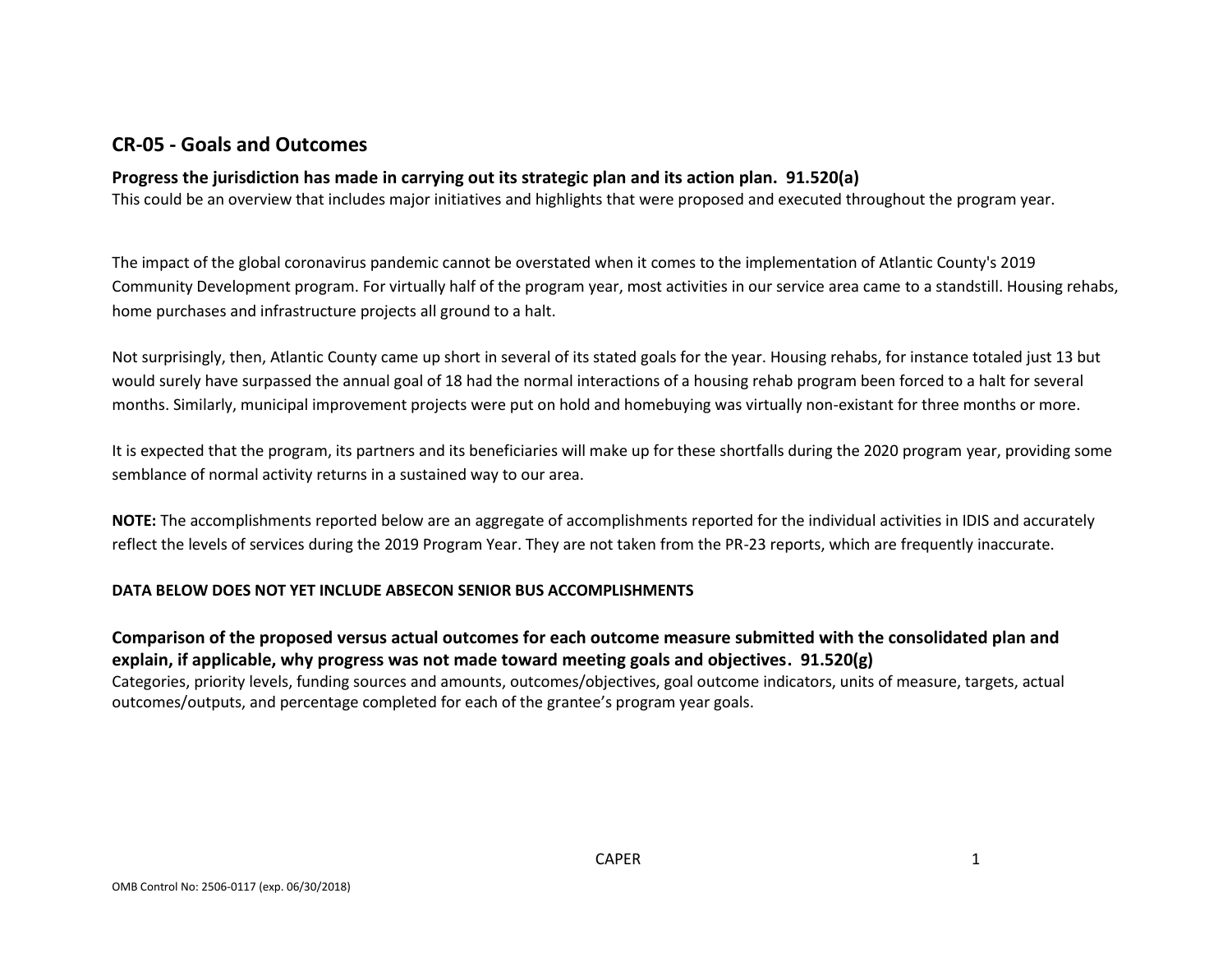## CR-05 - Goals and Outcomes

### Progress the jurisdiction has made in carrying out its strategic plan and its action plan. 91.520(a)

This could be an overview that includes major initiatives and highlights that were proposed and executed throughout the program year.

The impact of the global coronavirus pandemic cannot be overstated when it comes to the implementation of Atlantic County's 2019 Community Development program. For virtually half of the program year, most activities in our service area came to a standstill. Housing rehabs, home purchases and infrastructure projects all ground to a halt.

Not surprisingly, then, Atlantic County came up short in several of its stated goals for the year. Housing rehabs, for instance totaled just 13 but would surely have surpassed the annual goal of 18 had the normal interactions of a housing rehab program been forced to a halt for several months. Similarly, municipal improvement projects were put on hold and homebuying was virtually non-existant for three months or more.

It is expected that the program, its partners and its beneficiaries will make up for these shortfalls during the 2020 program year, providing some semblance of normal activity returns in a sustained way to our area.

**NOTE:** The accomplishments reported below are an aggregate of accomplishments reported for the individual activities in IDIS and accurately reflect the levels of services during the 2019 Program Year. They are not taken from the PR-23 reports, which are frequently inaccurate.

**DATA BELOW DOES NOT YET INCLUDE ABSECON SENIOR BUS ACCOMPLISHMENTS**

### Comparison of the proposed versus actual outcomes for each outcome measure submitted with the consolidated plan and explain, if applicable, why progress was not made toward meeting goals and objectives. 91.520(g)

Categories, priority levels, funding sources and amounts, outcomes/objectives, goal outcome indicators, units of measure, targets, actual outcomes/outputs, and percentage completed for each of the grantee's program year goals.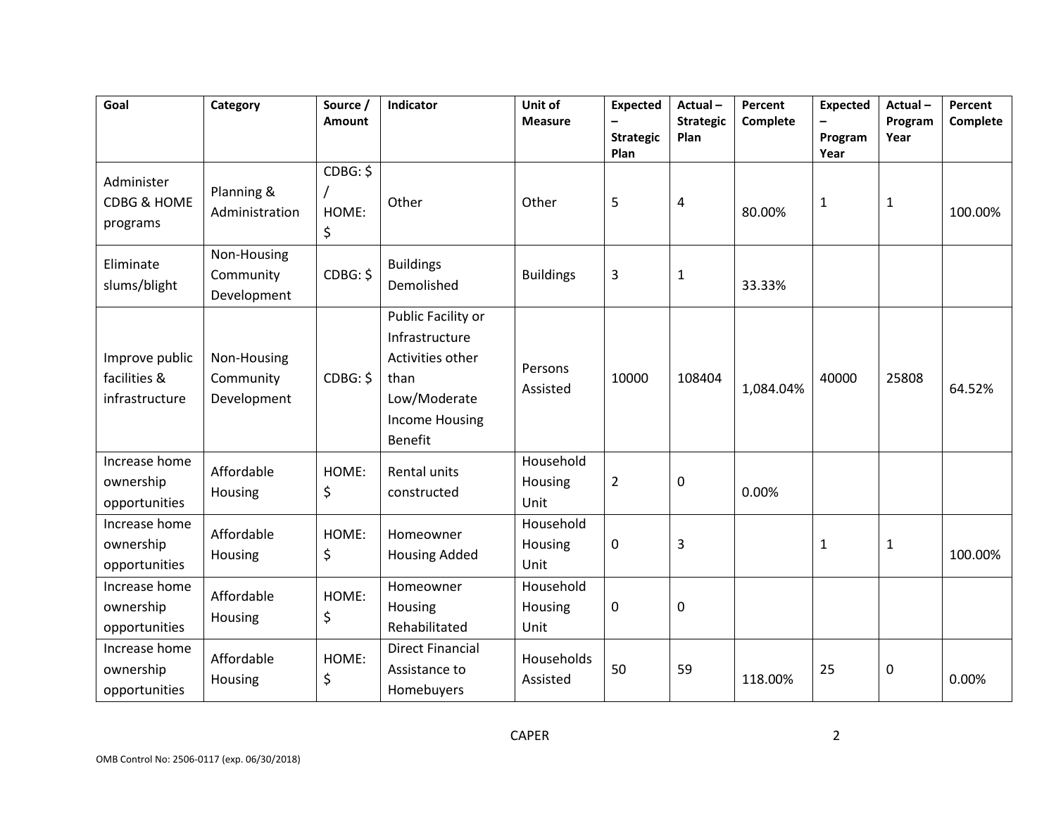| Goal | Category | Source / Amount | Indicator | Unit of Measure | Expected – Strategic Plan | Actual – Strategic Plan | Percent Complete | Expected – Program Year | Actual – Program Year | Percent Complete |
|---|---|---|---|---|---|---|---|---|---|---|
| Administer CDBG & HOME programs | Planning & Administration | CDBG: $ / HOME: $ | Other | Other | 5 | 4 | 80.00% | 1 | 1 | 100.00% |
| Eliminate slums/blight | Non-Housing Community Development | CDBG: $ | Buildings Demolished | Buildings | 3 | 1 | 33.33% | | | |
| Improve public facilities & infrastructure | Non-Housing Community Development | CDBG: $ | Public Facility or Infrastructure Activities other than Low/Moderate Income Housing Benefit | Persons Assisted | 10000 | 108404 | 1,084.04% | 40000 | 25808 | 64.52% |
| Increase home ownership opportunities | Affordable Housing | HOME: $ | Rental units constructed | Household Housing Unit | 2 | 0 | 0.00% | | | |
| Increase home ownership opportunities | Affordable Housing | HOME: $ | Homeowner Housing Added | Household Housing Unit | 0 | 3 | | 1 | 1 | 100.00% |
| Increase home ownership opportunities | Affordable Housing | HOME: $ | Homeowner Housing Rehabilitated | Household Housing Unit | 0 | 0 | | | | |
| Increase home ownership opportunities | Affordable Housing | HOME: $ | Direct Financial Assistance to Homebuyers | Households Assisted | 50 | 59 | 118.00% | 25 | 0 | 0.00% |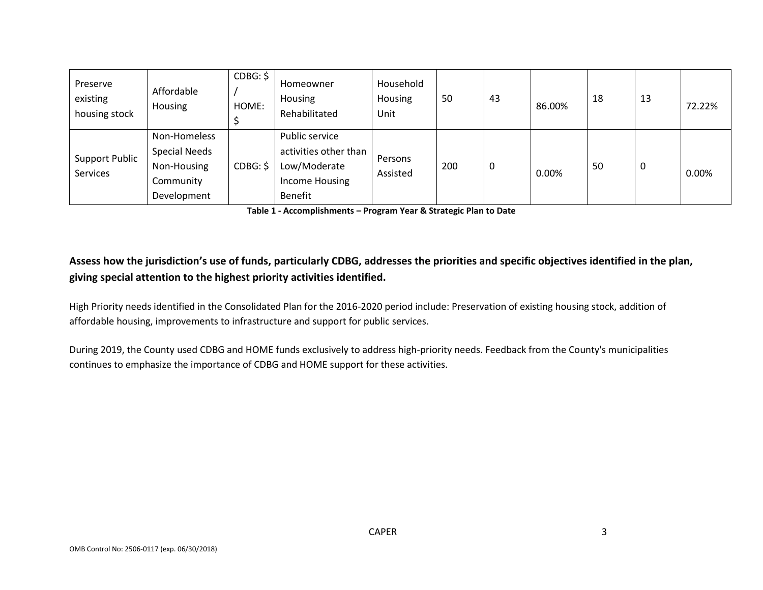| Preserve existing housing stock | Affordable Housing | CDBG: $ / HOME: $ | Homeowner Housing Rehabilitated | Household Housing Unit | 50 | 43 | 86.00% | 18 | 13 | 72.22% |
|---|---|---|---|---|---|---|---|---|---|---|
| Support Public Services | Non-Homeless Special Needs Non-Housing Community Development | CDBG: $ | Public service activities other than Low/Moderate Income Housing Benefit | Persons Assisted | 200 | 0 | 0.00% | 50 | 0 | 0.00% |

**Table 1 - Accomplishments – Program Year & Strategic Plan to Date**

### Assess how the jurisdiction's use of funds, particularly CDBG, addresses the priorities and specific objectives identified in the plan, giving special attention to the highest priority activities identified.

High Priority needs identified in the Consolidated Plan for the 2016-2020 period include: Preservation of existing housing stock, addition of affordable housing, improvements to infrastructure and support for public services.

During 2019, the County used CDBG and HOME funds exclusively to address high-priority needs. Feedback from the County's municipalities continues to emphasize the importance of CDBG and HOME support for these activities.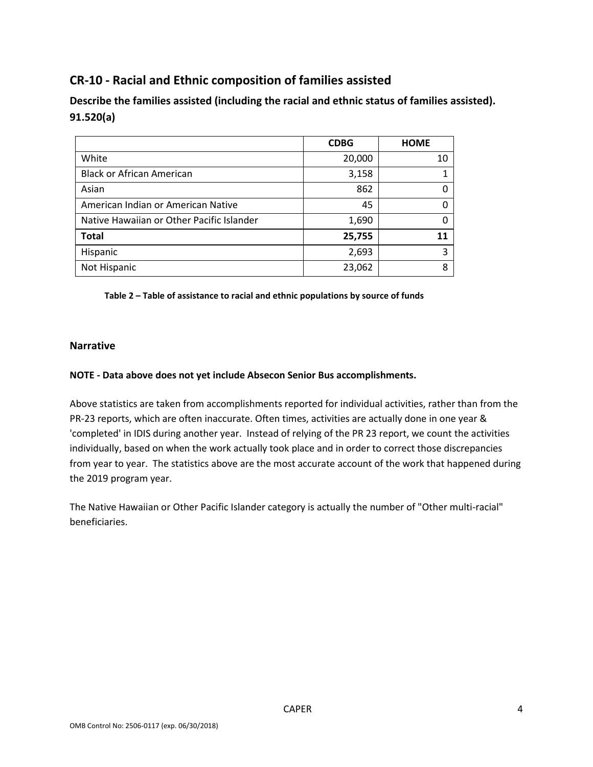## CR-10 - Racial and Ethnic composition of families assisted

### Describe the families assisted (including the racial and ethnic status of families assisted). 91.520(a)

| | CDBG | HOME |
|---|---|---|
| White | 20,000 | 10 |
| Black or African American | 3,158 | 1 |
| Asian | 862 | 0 |
| American Indian or American Native | 45 | 0 |
| Native Hawaiian or Other Pacific Islander | 1,690 | 0 |
| **Total** | **25,755** | **11** |
| Hispanic | 2,693 | 3 |
| Not Hispanic | 23,062 | 8 |

**Table 2 – Table of assistance to racial and ethnic populations by source of funds**

### Narrative

**NOTE - Data above does not yet include Absecon Senior Bus accomplishments.**

Above statistics are taken from accomplishments reported for individual activities, rather than from the PR-23 reports, which are often inaccurate. Often times, activities are actually done in one year & 'completed' in IDIS during another year. Instead of relying of the PR 23 report, we count the activities individually, based on when the work actually took place and in order to correct those discrepancies from year to year. The statistics above are the most accurate account of the work that happened during the 2019 program year.

The Native Hawaiian or Other Pacific Islander category is actually the number of "Other multi-racial" beneficiaries.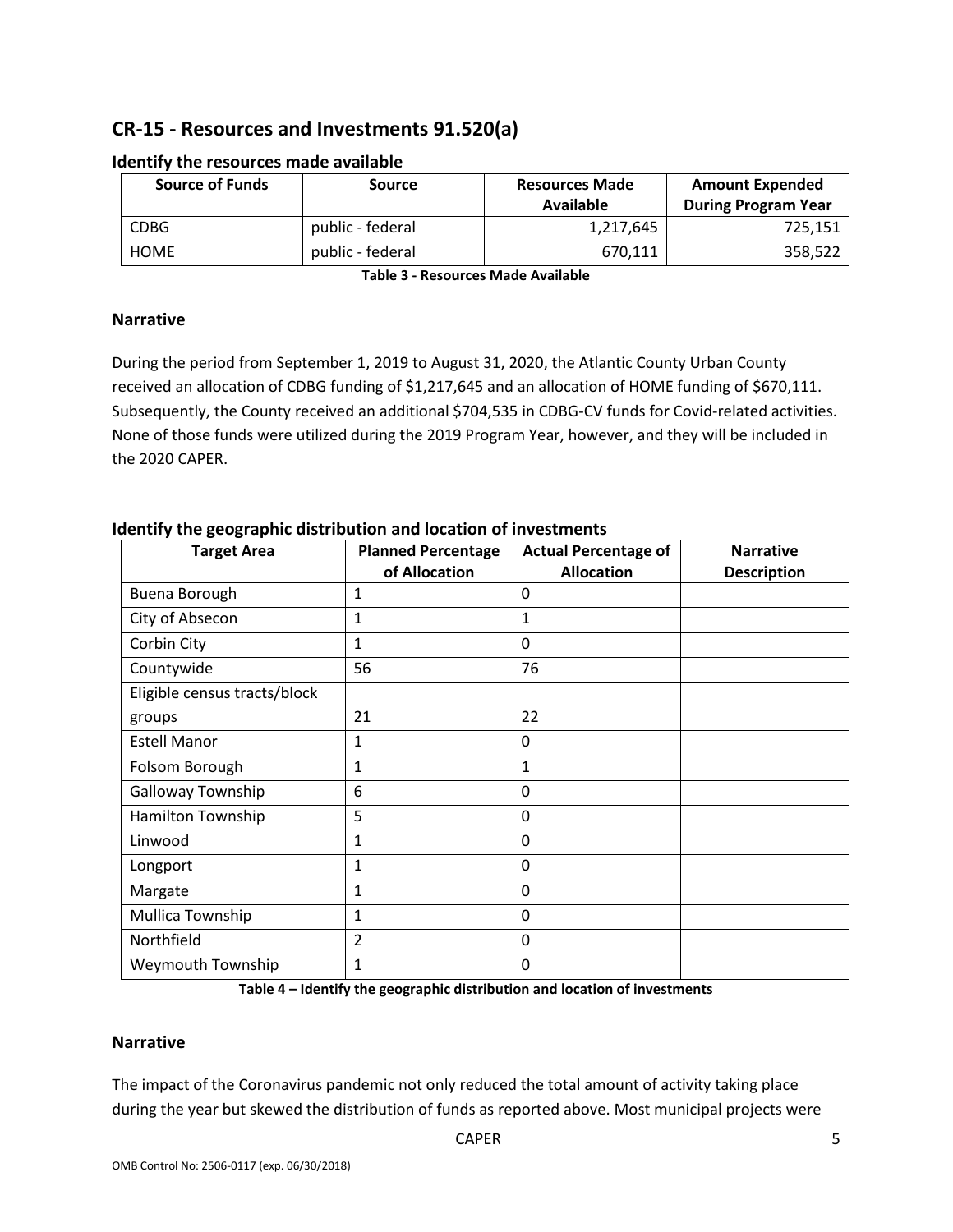## CR-15 - Resources and Investments 91.520(a)

### Identify the resources made available

| Source of Funds | Source | Resources Made Available | Amount Expended During Program Year |
|---|---|---|---|
| CDBG | public - federal | 1,217,645 | 725,151 |
| HOME | public - federal | 670,111 | 358,522 |

**Table 3 - Resources Made Available**

### Narrative

During the period from September 1, 2019 to August 31, 2020, the Atlantic County Urban County received an allocation of CDBG funding of $1,217,645 and an allocation of HOME funding of $670,111. Subsequently, the County received an additional $704,535 in CDBG-CV funds for Covid-related activities. None of those funds were utilized during the 2019 Program Year, however, and they will be included in the 2020 CAPER.

### Identify the geographic distribution and location of investments

| Target Area | Planned Percentage of Allocation | Actual Percentage of Allocation | Narrative Description |
|---|---|---|---|
| Buena Borough | 1 | 0 | |
| City of Absecon | 1 | 1 | |
| Corbin City | 1 | 0 | |
| Countywide | 56 | 76 | |
| Eligible census tracts/block groups | 21 | 22 | |
| Estell Manor | 1 | 0 | |
| Folsom Borough | 1 | 1 | |
| Galloway Township | 6 | 0 | |
| Hamilton Township | 5 | 0 | |
| Linwood | 1 | 0 | |
| Longport | 1 | 0 | |
| Margate | 1 | 0 | |
| Mullica Township | 1 | 0 | |
| Northfield | 2 | 0 | |
| Weymouth Township | 1 | 0 | |

**Table 4 – Identify the geographic distribution and location of investments**

### Narrative

The impact of the Coronavirus pandemic not only reduced the total amount of activity taking place during the year but skewed the distribution of funds as reported above. Most municipal projects were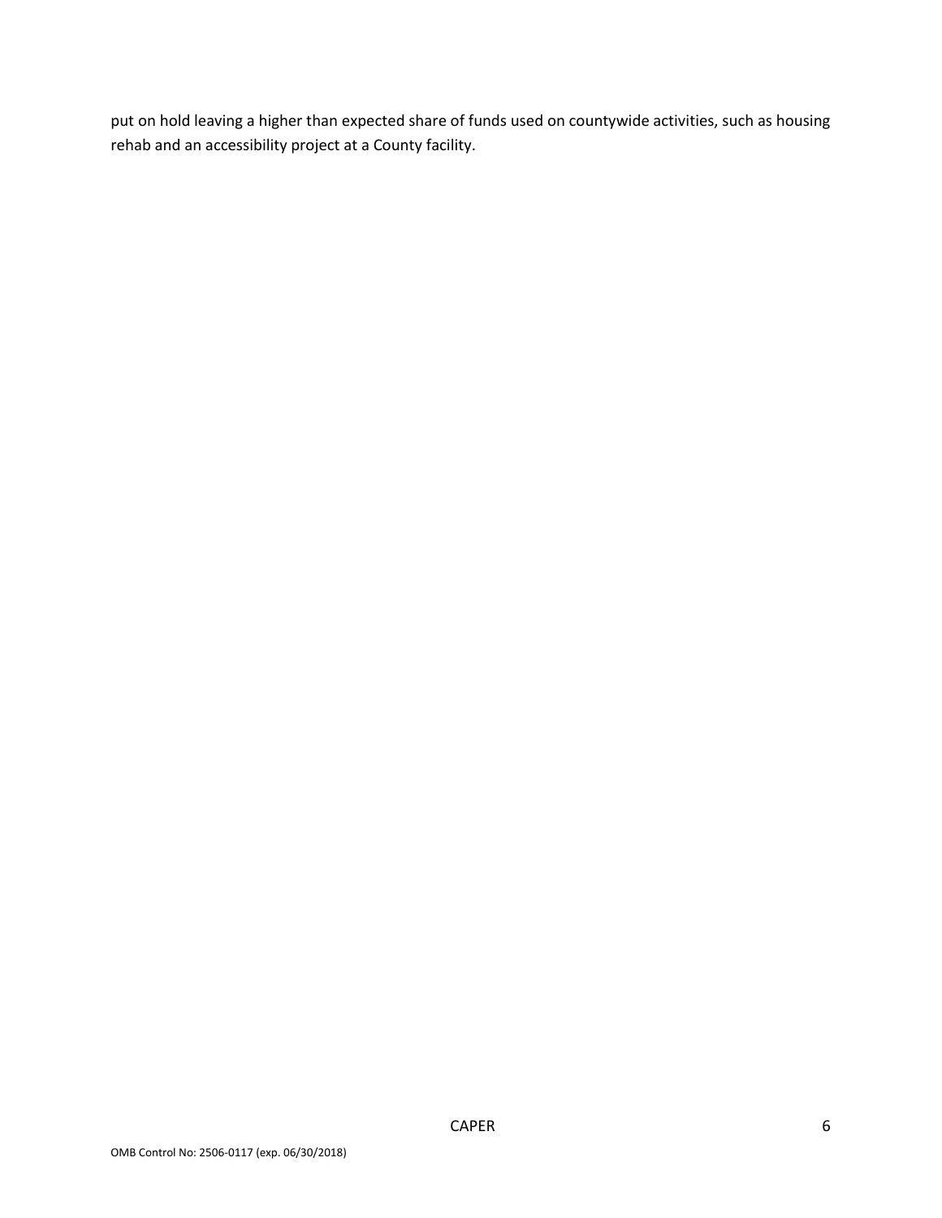put on hold leaving a higher than expected share of funds used on countywide activities, such as housing rehab and an accessibility project at a County facility.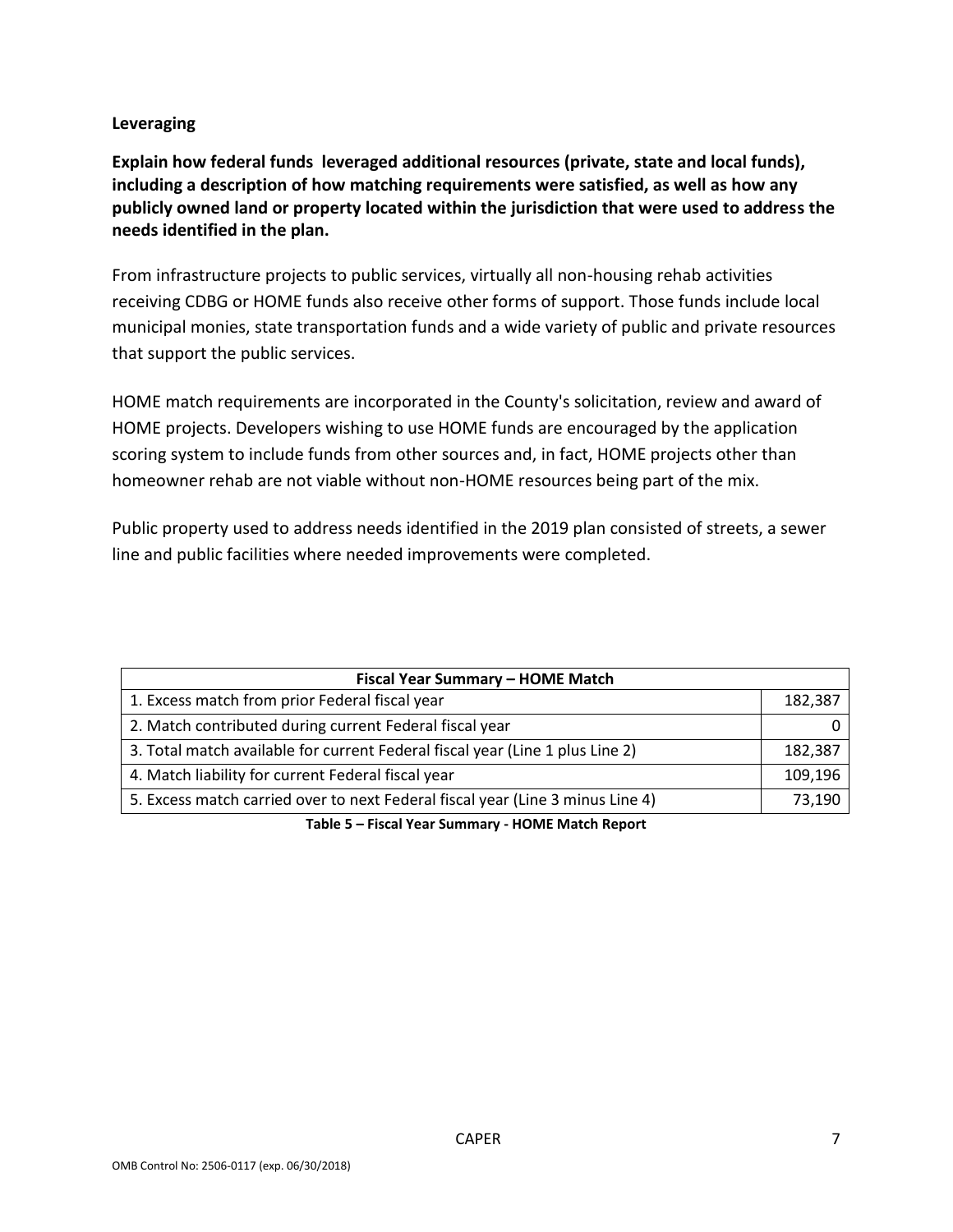**Leveraging**

**Explain how federal funds leveraged additional resources (private, state and local funds), including a description of how matching requirements were satisfied, as well as how any publicly owned land or property located within the jurisdiction that were used to address the needs identified in the plan.**

From infrastructure projects to public services, virtually all non-housing rehab activities receiving CDBG or HOME funds also receive other forms of support. Those funds include local municipal monies, state transportation funds and a wide variety of public and private resources that support the public services.

HOME match requirements are incorporated in the County's solicitation, review and award of HOME projects. Developers wishing to use HOME funds are encouraged by the application scoring system to include funds from other sources and, in fact, HOME projects other than homeowner rehab are not viable without non-HOME resources being part of the mix.

Public property used to address needs identified in the 2019 plan consisted of streets, a sewer line and public facilities where needed improvements were completed.

| Fiscal Year Summary – HOME Match | |
|---|---|
| 1. Excess match from prior Federal fiscal year | 182,387 |
| 2. Match contributed during current Federal fiscal year | 0 |
| 3. Total match available for current Federal fiscal year (Line 1 plus Line 2) | 182,387 |
| 4. Match liability for current Federal fiscal year | 109,196 |
| 5. Excess match carried over to next Federal fiscal year (Line 3 minus Line 4) | 73,190 |

**Table 5 – Fiscal Year Summary - HOME Match Report**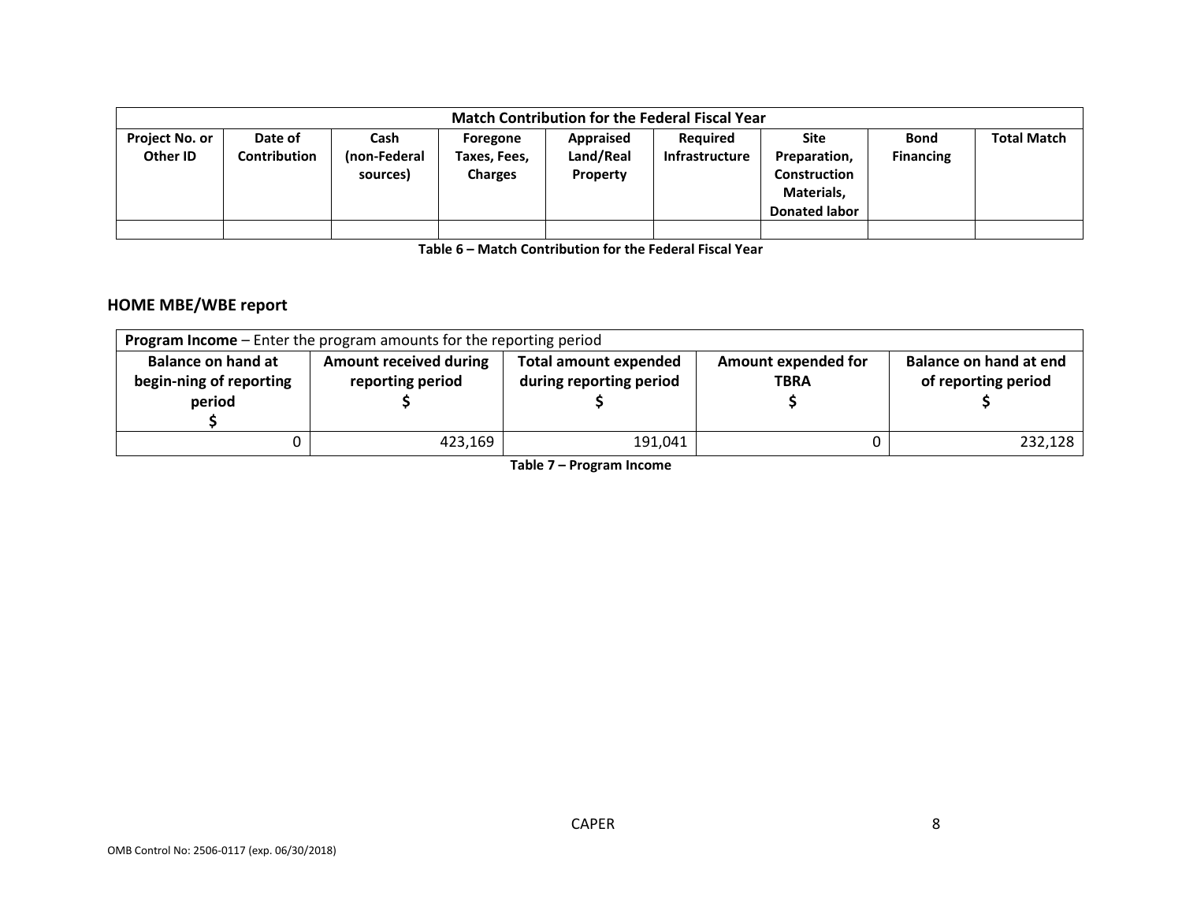| Match Contribution for the Federal Fiscal Year | | | | | | | | |
|---|---|---|---|---|---|---|---|---|
| **Project No. or Other ID** | **Date of Contribution** | **Cash (non-Federal sources)** | **Foregone Taxes, Fees, Charges** | **Appraised Land/Real Property** | **Required Infrastructure** | **Site Preparation, Construction Materials, Donated labor** | **Bond Financing** | **Total Match** |
| | | | | | | | | |

**Table 6 – Match Contribution for the Federal Fiscal Year**

## HOME MBE/WBE report

| **Program Income** – Enter the program amounts for the reporting period | | | | |
|---|---|---|---|---|
| **Balance on hand at begin-ning of reporting period $** | **Amount received during reporting period $** | **Total amount expended during reporting period $** | **Amount expended for TBRA $** | **Balance on hand at end of reporting period $** |
| 0 | 423,169 | 191,041 | 0 | 232,128 |

**Table 7 – Program Income**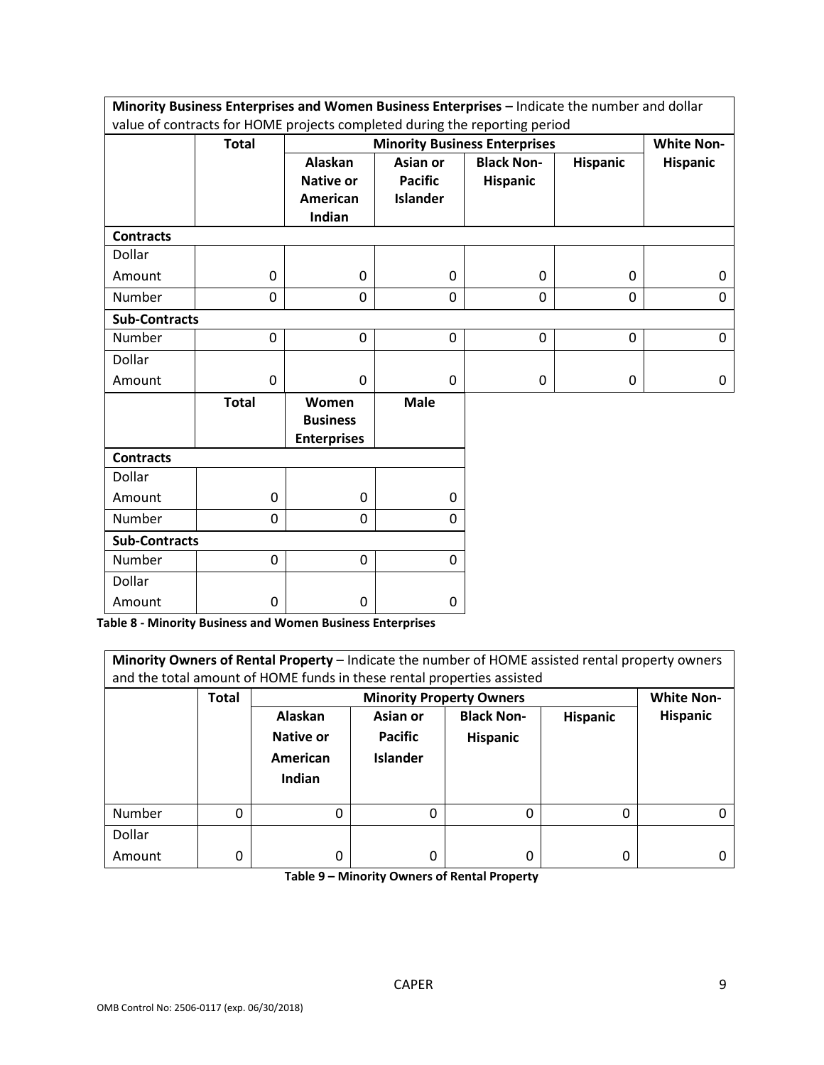| Minority Business Enterprises and Women Business Enterprises – Indicate the number and dollar value of contracts for HOME projects completed during the reporting period | | | | | | |
|---|---|---|---|---|---|---|
| | Total | Minority Business Enterprises | | | | White Non-Hispanic |
| | | Alaskan Native or American Indian | Asian or Pacific Islander | Black Non-Hispanic | Hispanic | |
| **Contracts** | | | | | | |
| Dollar Amount | 0 | 0 | 0 | 0 | 0 | 0 |
| Number | 0 | 0 | 0 | 0 | 0 | 0 |
| **Sub-Contracts** | | | | | | |
| Number | 0 | 0 | 0 | 0 | 0 | 0 |
| Dollar Amount | 0 | 0 | 0 | 0 | 0 | 0 |

| | Total | Women Business Enterprises | Male |
|---|---|---|---|
| **Contracts** | | | |
| Dollar Amount | 0 | 0 | 0 |
| Number | 0 | 0 | 0 |
| **Sub-Contracts** | | | |
| Number | 0 | 0 | 0 |
| Dollar Amount | 0 | 0 | 0 |

**Table 8 - Minority Business and Women Business Enterprises**

| Minority Owners of Rental Property – Indicate the number of HOME assisted rental property owners and the total amount of HOME funds in these rental properties assisted | | | | | | |
|---|---|---|---|---|---|---|
| | Total | Minority Property Owners | | | | White Non-Hispanic |
| | | Alaskan Native or American Indian | Asian or Pacific Islander | Black Non-Hispanic | Hispanic | |
| Number | 0 | 0 | 0 | 0 | 0 | 0 |
| Dollar Amount | 0 | 0 | 0 | 0 | 0 | 0 |

**Table 9 – Minority Owners of Rental Property**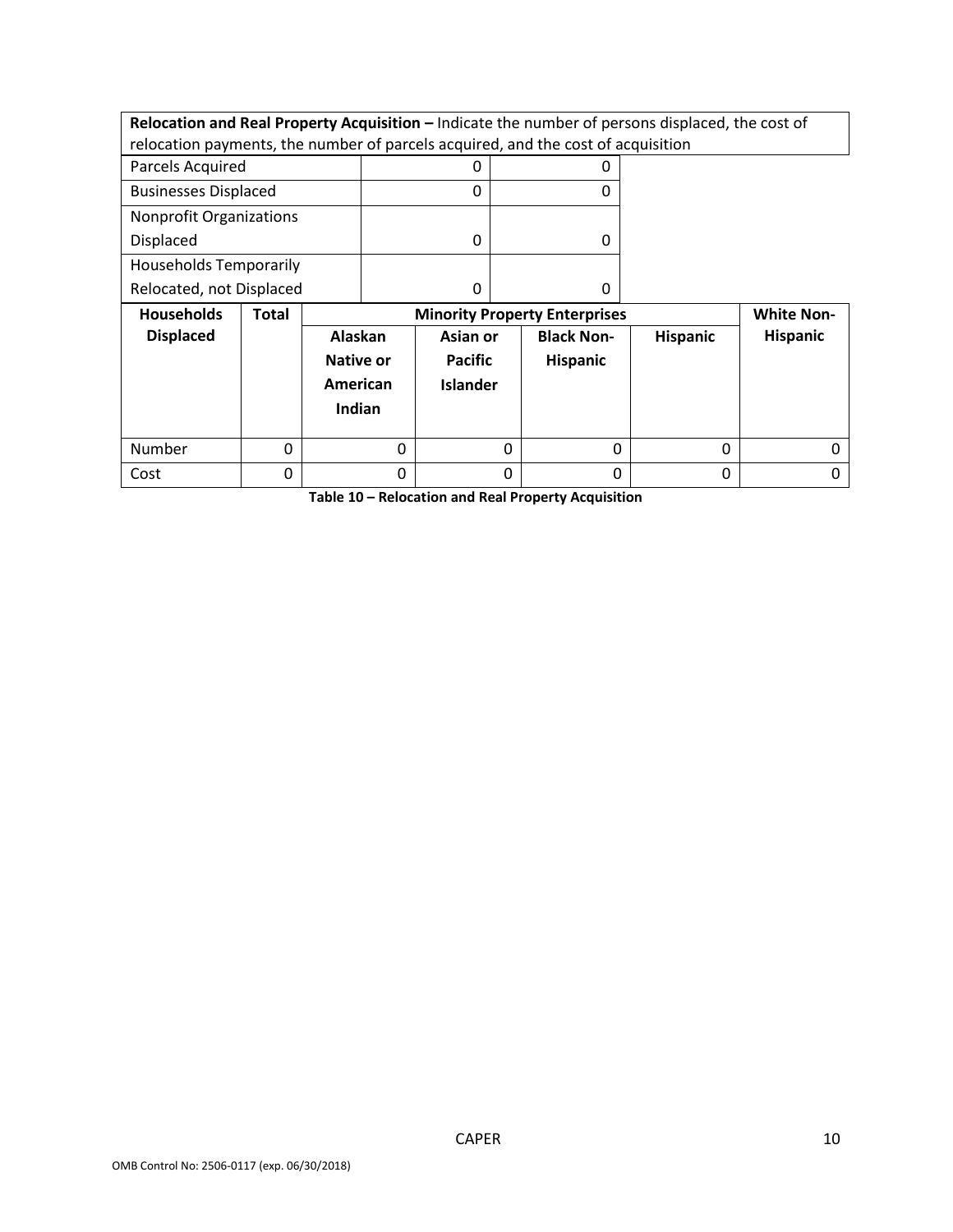**Relocation and Real Property Acquisition –** Indicate the number of persons displaced, the cost of relocation payments, the number of parcels acquired, and the cost of acquisition

| | | |
|---|---|---|
| Parcels Acquired | 0 | 0 |
| Businesses Displaced | 0 | 0 |
| Nonprofit Organizations Displaced | 0 | 0 |
| Households Temporarily Relocated, not Displaced | 0 | 0 |

| Households Displaced | Total | Minority Property Enterprises | | | | White Non-Hispanic |
|---|---|---|---|---|---|---|
| | | Alaskan Native or American Indian | Asian or Pacific Islander | Black Non-Hispanic | Hispanic | |
| Number | 0 | 0 | 0 | 0 | 0 | 0 |
| Cost | 0 | 0 | 0 | 0 | 0 | 0 |

**Table 10 – Relocation and Real Property Acquisition**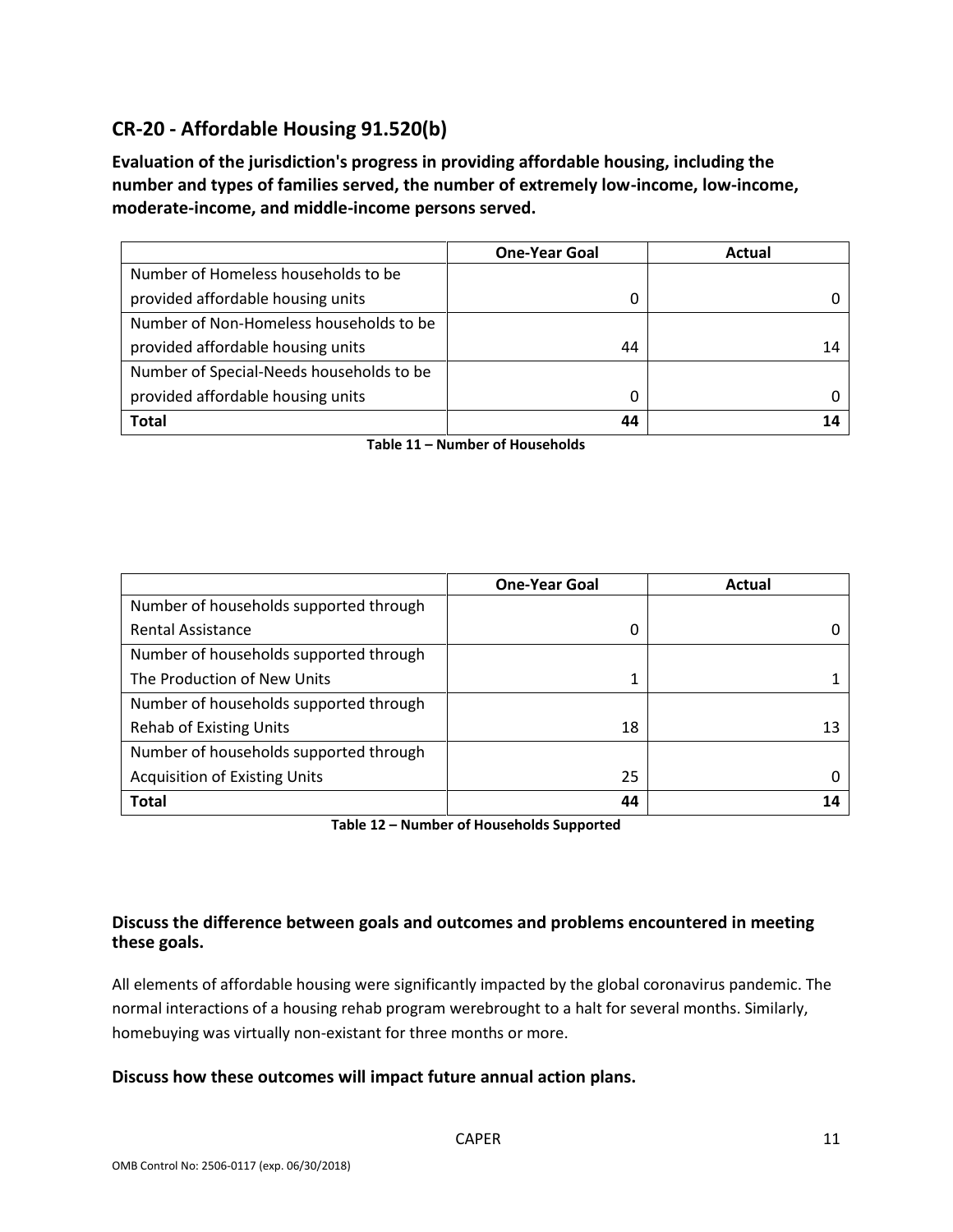## CR-20 - Affordable Housing 91.520(b)

**Evaluation of the jurisdiction's progress in providing affordable housing, including the number and types of families served, the number of extremely low-income, low-income, moderate-income, and middle-income persons served.**

| | One-Year Goal | Actual |
|---|---|---|
| Number of Homeless households to be provided affordable housing units | 0 | 0 |
| Number of Non-Homeless households to be provided affordable housing units | 44 | 14 |
| Number of Special-Needs households to be provided affordable housing units | 0 | 0 |
| **Total** | **44** | **14** |

**Table 11 – Number of Households**

| | One-Year Goal | Actual |
|---|---|---|
| Number of households supported through Rental Assistance | 0 | 0 |
| Number of households supported through The Production of New Units | 1 | 1 |
| Number of households supported through Rehab of Existing Units | 18 | 13 |
| Number of households supported through Acquisition of Existing Units | 25 | 0 |
| **Total** | **44** | **14** |

**Table 12 – Number of Households Supported**

### Discuss the difference between goals and outcomes and problems encountered in meeting these goals.

All elements of affordable housing were significantly impacted by the global coronavirus pandemic. The normal interactions of a housing rehab program werebrought to a halt for several months. Similarly, homebuying was virtually non-existant for three months or more.

### Discuss how these outcomes will impact future annual action plans.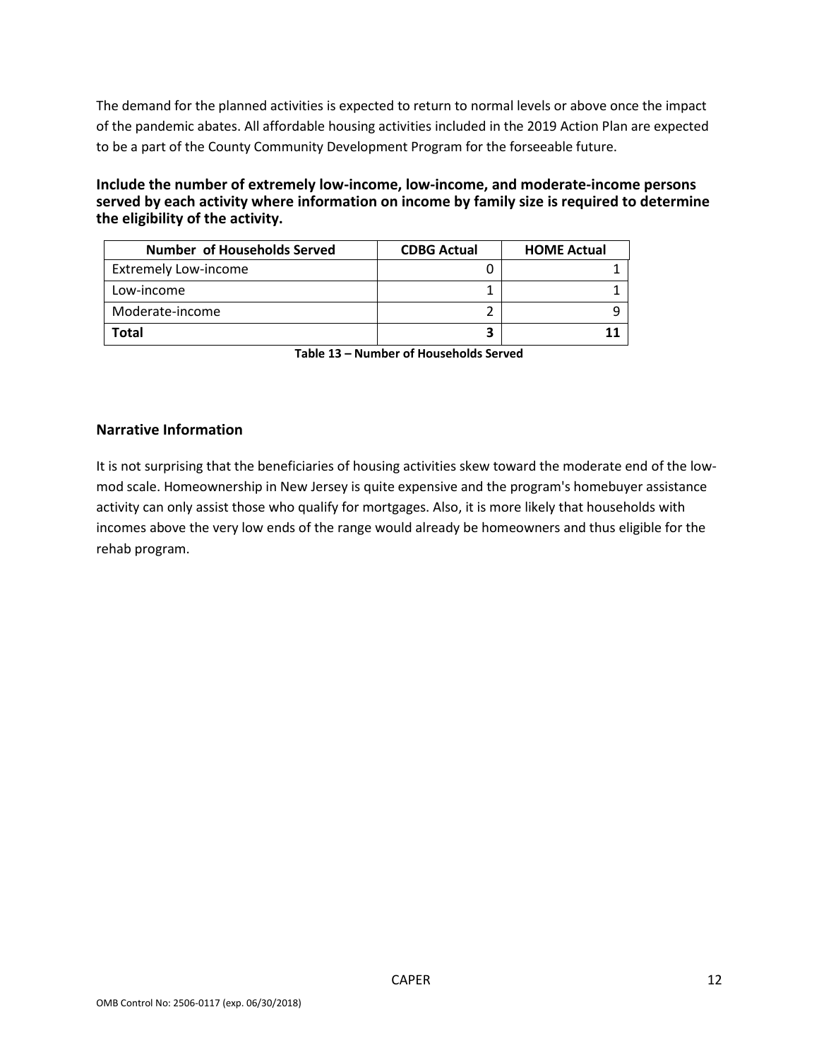The demand for the planned activities is expected to return to normal levels or above once the impact of the pandemic abates. All affordable housing activities included in the 2019 Action Plan are expected to be a part of the County Community Development Program for the forseeable future.

**Include the number of extremely low-income, low-income, and moderate-income persons served by each activity where information on income by family size is required to determine the eligibility of the activity.**

| Number of Households Served | CDBG Actual | HOME Actual |
|---|---|---|
| Extremely Low-income | 0 | 1 |
| Low-income | 1 | 1 |
| Moderate-income | 2 | 9 |
| **Total** | **3** | **11** |

**Table 13 – Number of Households Served**

### Narrative Information

It is not surprising that the beneficiaries of housing activities skew toward the moderate end of the low-mod scale. Homeownership in New Jersey is quite expensive and the program's homebuyer assistance activity can only assist those who qualify for mortgages. Also, it is more likely that households with incomes above the very low ends of the range would already be homeowners and thus eligible for the rehab program.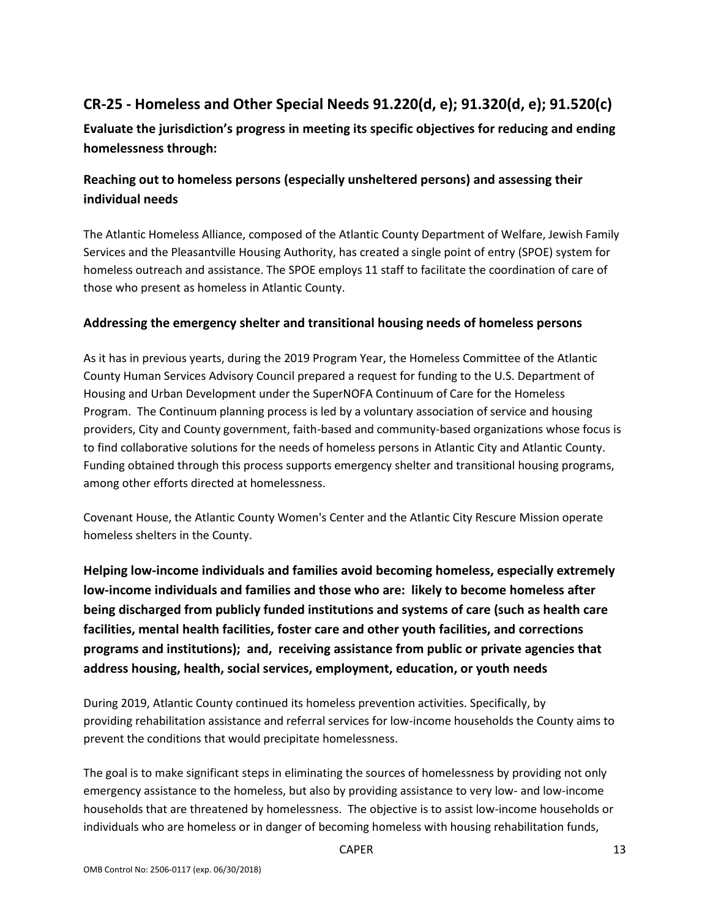## CR-25 - Homeless and Other Special Needs 91.220(d, e); 91.320(d, e); 91.520(c)

**Evaluate the jurisdiction's progress in meeting its specific objectives for reducing and ending homelessness through:**

### Reaching out to homeless persons (especially unsheltered persons) and assessing their individual needs

The Atlantic Homeless Alliance, composed of the Atlantic County Department of Welfare, Jewish Family Services and the Pleasantville Housing Authority, has created a single point of entry (SPOE) system for homeless outreach and assistance. The SPOE employs 11 staff to facilitate the coordination of care of those who present as homeless in Atlantic County.

### Addressing the emergency shelter and transitional housing needs of homeless persons

As it has in previous yearts, during the 2019 Program Year, the Homeless Committee of the Atlantic County Human Services Advisory Council prepared a request for funding to the U.S. Department of Housing and Urban Development under the SuperNOFA Continuum of Care for the Homeless Program. The Continuum planning process is led by a voluntary association of service and housing providers, City and County government, faith-based and community-based organizations whose focus is to find collaborative solutions for the needs of homeless persons in Atlantic City and Atlantic County. Funding obtained through this process supports emergency shelter and transitional housing programs, among other efforts directed at homelessness.

Covenant House, the Atlantic County Women's Center and the Atlantic City Rescure Mission operate homeless shelters in the County.

### Helping low-income individuals and families avoid becoming homeless, especially extremely low-income individuals and families and those who are: likely to become homeless after being discharged from publicly funded institutions and systems of care (such as health care facilities, mental health facilities, foster care and other youth facilities, and corrections programs and institutions); and, receiving assistance from public or private agencies that address housing, health, social services, employment, education, or youth needs

During 2019, Atlantic County continued its homeless prevention activities. Specifically, by providing rehabilitation assistance and referral services for low-income households the County aims to prevent the conditions that would precipitate homelessness.

The goal is to make significant steps in eliminating the sources of homelessness by providing not only emergency assistance to the homeless, but also by providing assistance to very low- and low-income households that are threatened by homelessness. The objective is to assist low-income households or individuals who are homeless or in danger of becoming homeless with housing rehabilitation funds,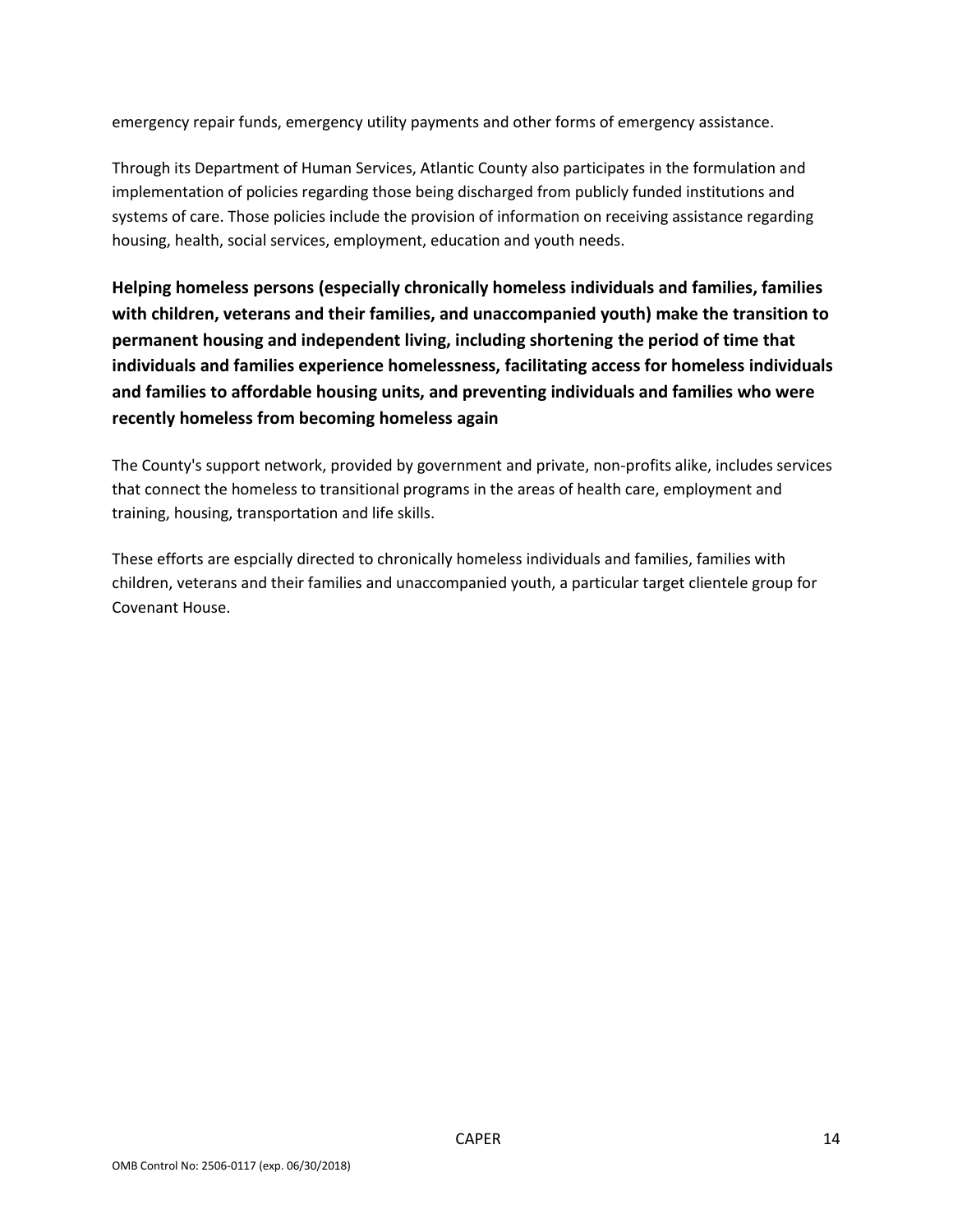emergency repair funds, emergency utility payments and other forms of emergency assistance.

Through its Department of Human Services, Atlantic County also participates in the formulation and implementation of policies regarding those being discharged from publicly funded institutions and systems of care. Those policies include the provision of information on receiving assistance regarding housing, health, social services, employment, education and youth needs.

**Helping homeless persons (especially chronically homeless individuals and families, families with children, veterans and their families, and unaccompanied youth) make the transition to permanent housing and independent living, including shortening the period of time that individuals and families experience homelessness, facilitating access for homeless individuals and families to affordable housing units, and preventing individuals and families who were recently homeless from becoming homeless again**

The County's support network, provided by government and private, non-profits alike, includes services that connect the homeless to transitional programs in the areas of health care, employment and training, housing, transportation and life skills.

These efforts are espcially directed to chronically homeless individuals and families, families with children, veterans and their families and unaccompanied youth, a particular target clientele group for Covenant House.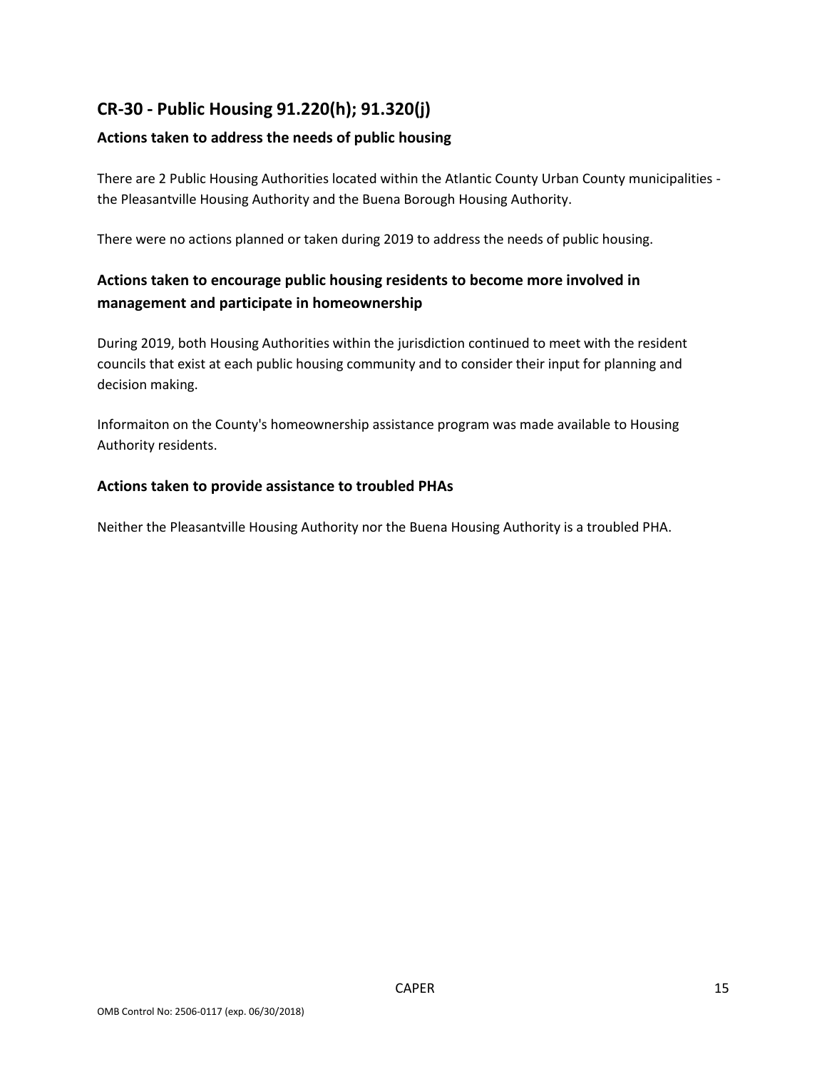## CR-30 - Public Housing 91.220(h); 91.320(j)

### Actions taken to address the needs of public housing

There are 2 Public Housing Authorities located within the Atlantic County Urban County municipalities - the Pleasantville Housing Authority and the Buena Borough Housing Authority.

There were no actions planned or taken during 2019 to address the needs of public housing.

### Actions taken to encourage public housing residents to become more involved in management and participate in homeownership

During 2019, both Housing Authorities within the jurisdiction continued to meet with the resident councils that exist at each public housing community and to consider their input for planning and decision making.

Informaiton on the County's homeownership assistance program was made available to Housing Authority residents.

### Actions taken to provide assistance to troubled PHAs

Neither the Pleasantville Housing Authority nor the Buena Housing Authority is a troubled PHA.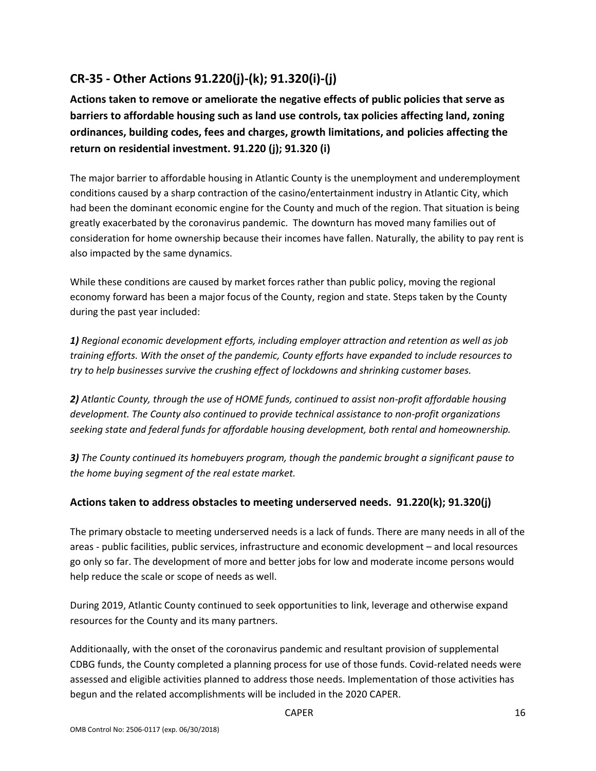## CR-35 - Other Actions 91.220(j)-(k); 91.320(i)-(j)

**Actions taken to remove or ameliorate the negative effects of public policies that serve as barriers to affordable housing such as land use controls, tax policies affecting land, zoning ordinances, building codes, fees and charges, growth limitations, and policies affecting the return on residential investment. 91.220 (j); 91.320 (i)**

The major barrier to affordable housing in Atlantic County is the unemployment and underemployment conditions caused by a sharp contraction of the casino/entertainment industry in Atlantic City, which had been the dominant economic engine for the County and much of the region. That situation is being greatly exacerbated by the coronavirus pandemic. The downturn has moved many families out of consideration for home ownership because their incomes have fallen. Naturally, the ability to pay rent is also impacted by the same dynamics.

While these conditions are caused by market forces rather than public policy, moving the regional economy forward has been a major focus of the County, region and state. Steps taken by the County during the past year included:

***1)*** *Regional economic development efforts, including employer attraction and retention as well as job training efforts. With the onset of the pandemic, County efforts have expanded to include resources to try to help businesses survive the crushing effect of lockdowns and shrinking customer bases.*

***2)*** *Atlantic County, through the use of HOME funds, continued to assist non-profit affordable housing development. The County also continued to provide technical assistance to non-profit organizations seeking state and federal funds for affordable housing development, both rental and homeownership.*

***3)*** *The County continued its homebuyers program, though the pandemic brought a significant pause to the home buying segment of the real estate market.*

### Actions taken to address obstacles to meeting underserved needs. 91.220(k); 91.320(j)

The primary obstacle to meeting underserved needs is a lack of funds. There are many needs in all of the areas - public facilities, public services, infrastructure and economic development – and local resources go only so far. The development of more and better jobs for low and moderate income persons would help reduce the scale or scope of needs as well.

During 2019, Atlantic County continued to seek opportunities to link, leverage and otherwise expand resources for the County and its many partners.

Additionaally, with the onset of the coronavirus pandemic and resultant provision of supplemental CDBG funds, the County completed a planning process for use of those funds. Covid-related needs were assessed and eligible activities planned to address those needs. Implementation of those activities has begun and the related accomplishments will be included in the 2020 CAPER.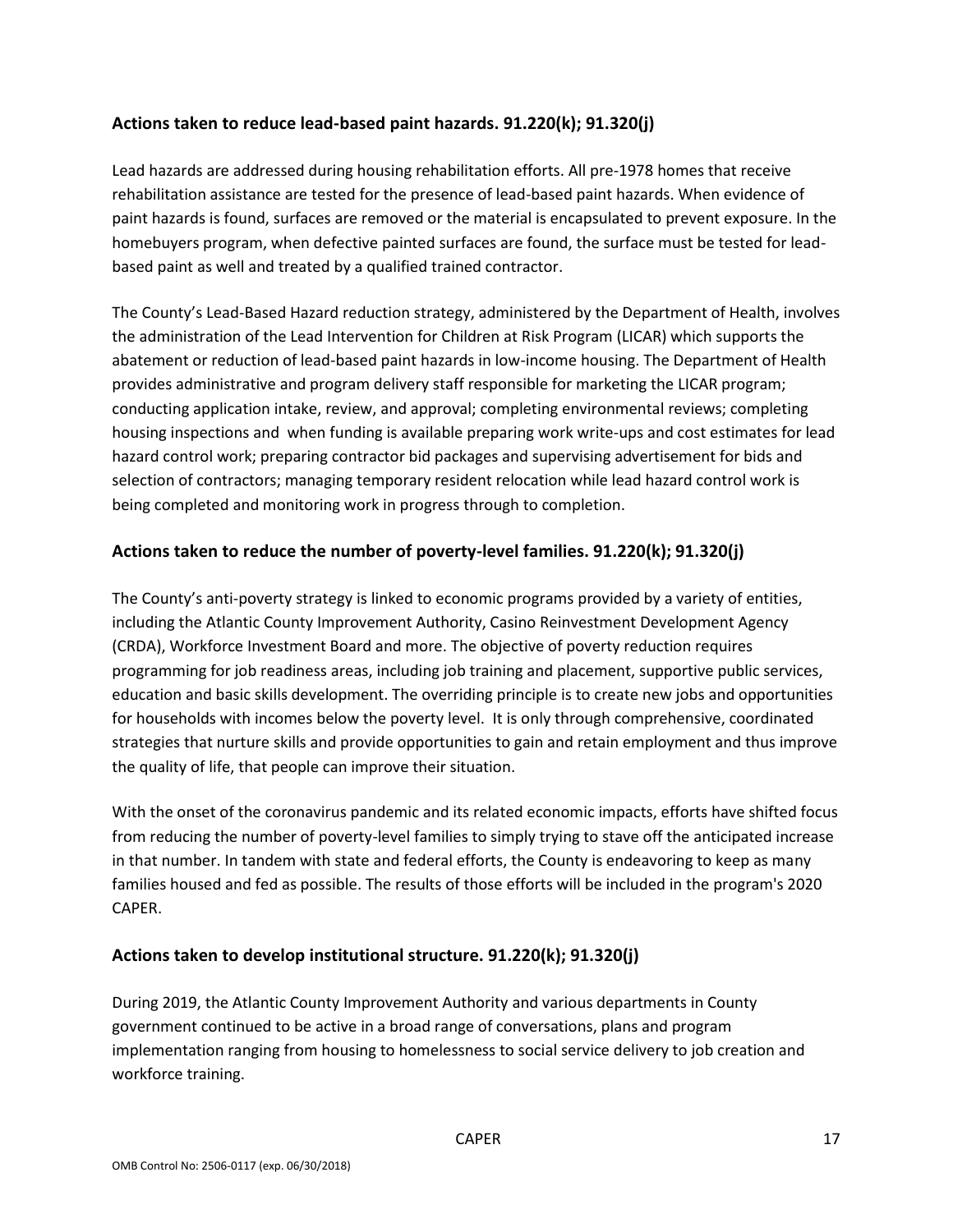## Actions taken to reduce lead-based paint hazards. 91.220(k); 91.320(j)

Lead hazards are addressed during housing rehabilitation efforts. All pre-1978 homes that receive rehabilitation assistance are tested for the presence of lead-based paint hazards. When evidence of paint hazards is found, surfaces are removed or the material is encapsulated to prevent exposure. In the homebuyers program, when defective painted surfaces are found, the surface must be tested for lead-based paint as well and treated by a qualified trained contractor.

The County's Lead-Based Hazard reduction strategy, administered by the Department of Health, involves the administration of the Lead Intervention for Children at Risk Program (LICAR) which supports the abatement or reduction of lead-based paint hazards in low-income housing. The Department of Health provides administrative and program delivery staff responsible for marketing the LICAR program; conducting application intake, review, and approval; completing environmental reviews; completing housing inspections and when funding is available preparing work write-ups and cost estimates for lead hazard control work; preparing contractor bid packages and supervising advertisement for bids and selection of contractors; managing temporary resident relocation while lead hazard control work is being completed and monitoring work in progress through to completion.

## Actions taken to reduce the number of poverty-level families. 91.220(k); 91.320(j)

The County's anti-poverty strategy is linked to economic programs provided by a variety of entities, including the Atlantic County Improvement Authority, Casino Reinvestment Development Agency (CRDA), Workforce Investment Board and more. The objective of poverty reduction requires programming for job readiness areas, including job training and placement, supportive public services, education and basic skills development. The overriding principle is to create new jobs and opportunities for households with incomes below the poverty level. It is only through comprehensive, coordinated strategies that nurture skills and provide opportunities to gain and retain employment and thus improve the quality of life, that people can improve their situation.

With the onset of the coronavirus pandemic and its related economic impacts, efforts have shifted focus from reducing the number of poverty-level families to simply trying to stave off the anticipated increase in that number. In tandem with state and federal efforts, the County is endeavoring to keep as many families housed and fed as possible. The results of those efforts will be included in the program's 2020 CAPER.

## Actions taken to develop institutional structure. 91.220(k); 91.320(j)

During 2019, the Atlantic County Improvement Authority and various departments in County government continued to be active in a broad range of conversations, plans and program implementation ranging from housing to homelessness to social service delivery to job creation and workforce training.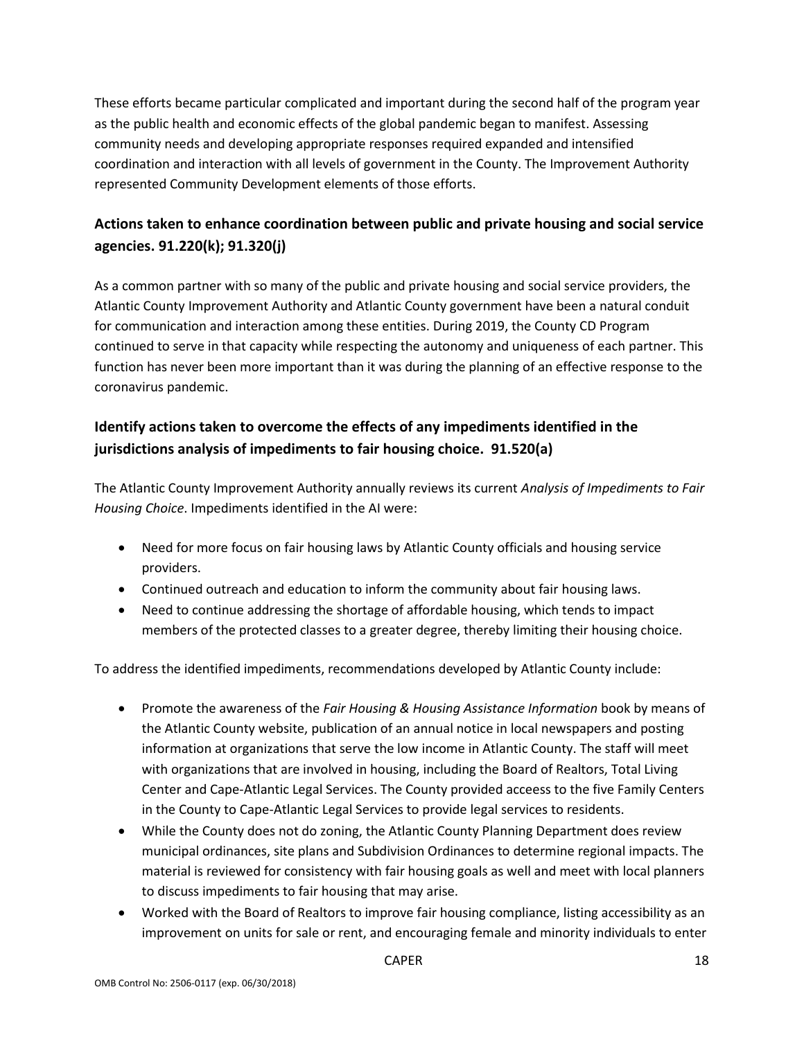These efforts became particular complicated and important during the second half of the program year as the public health and economic effects of the global pandemic began to manifest. Assessing community needs and developing appropriate responses required expanded and intensified coordination and interaction with all levels of government in the County. The Improvement Authority represented Community Development elements of those efforts.

## Actions taken to enhance coordination between public and private housing and social service agencies. 91.220(k); 91.320(j)

As a common partner with so many of the public and private housing and social service providers, the Atlantic County Improvement Authority and Atlantic County government have been a natural conduit for communication and interaction among these entities. During 2019, the County CD Program continued to serve in that capacity while respecting the autonomy and uniqueness of each partner. This function has never been more important than it was during the planning of an effective response to the coronavirus pandemic.

## Identify actions taken to overcome the effects of any impediments identified in the jurisdictions analysis of impediments to fair housing choice. 91.520(a)

The Atlantic County Improvement Authority annually reviews its current *Analysis of Impediments to Fair Housing Choice*. Impediments identified in the AI were:

- Need for more focus on fair housing laws by Atlantic County officials and housing service providers.
- Continued outreach and education to inform the community about fair housing laws.
- Need to continue addressing the shortage of affordable housing, which tends to impact members of the protected classes to a greater degree, thereby limiting their housing choice.

To address the identified impediments, recommendations developed by Atlantic County include:

- Promote the awareness of the *Fair Housing & Housing Assistance Information* book by means of the Atlantic County website, publication of an annual notice in local newspapers and posting information at organizations that serve the low income in Atlantic County. The staff will meet with organizations that are involved in housing, including the Board of Realtors, Total Living Center and Cape-Atlantic Legal Services. The County provided acceess to the five Family Centers in the County to Cape-Atlantic Legal Services to provide legal services to residents.
- While the County does not do zoning, the Atlantic County Planning Department does review municipal ordinances, site plans and Subdivision Ordinances to determine regional impacts. The material is reviewed for consistency with fair housing goals as well and meet with local planners to discuss impediments to fair housing that may arise.
- Worked with the Board of Realtors to improve fair housing compliance, listing accessibility as an improvement on units for sale or rent, and encouraging female and minority individuals to enter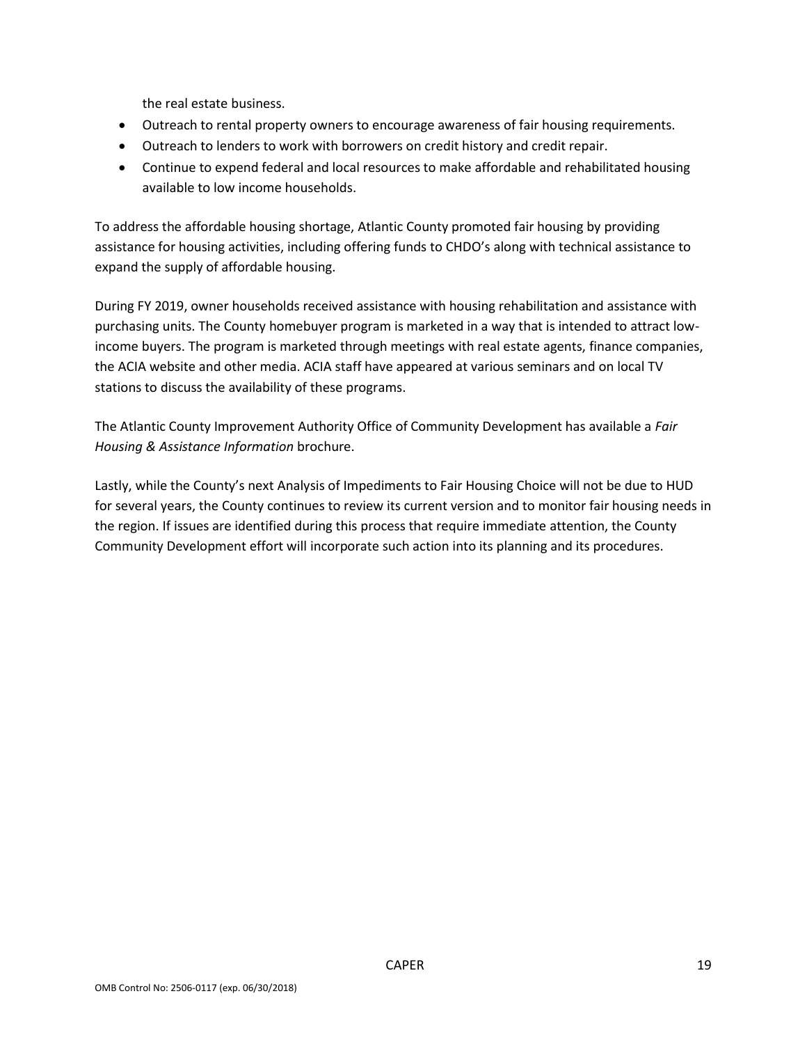the real estate business.

- Outreach to rental property owners to encourage awareness of fair housing requirements.
- Outreach to lenders to work with borrowers on credit history and credit repair.
- Continue to expend federal and local resources to make affordable and rehabilitated housing available to low income households.

To address the affordable housing shortage, Atlantic County promoted fair housing by providing assistance for housing activities, including offering funds to CHDO's along with technical assistance to expand the supply of affordable housing.

During FY 2019, owner households received assistance with housing rehabilitation and assistance with purchasing units. The County homebuyer program is marketed in a way that is intended to attract low-income buyers. The program is marketed through meetings with real estate agents, finance companies, the ACIA website and other media. ACIA staff have appeared at various seminars and on local TV stations to discuss the availability of these programs.

The Atlantic County Improvement Authority Office of Community Development has available a *Fair Housing & Assistance Information* brochure.

Lastly, while the County's next Analysis of Impediments to Fair Housing Choice will not be due to HUD for several years, the County continues to review its current version and to monitor fair housing needs in the region. If issues are identified during this process that require immediate attention, the County Community Development effort will incorporate such action into its planning and its procedures.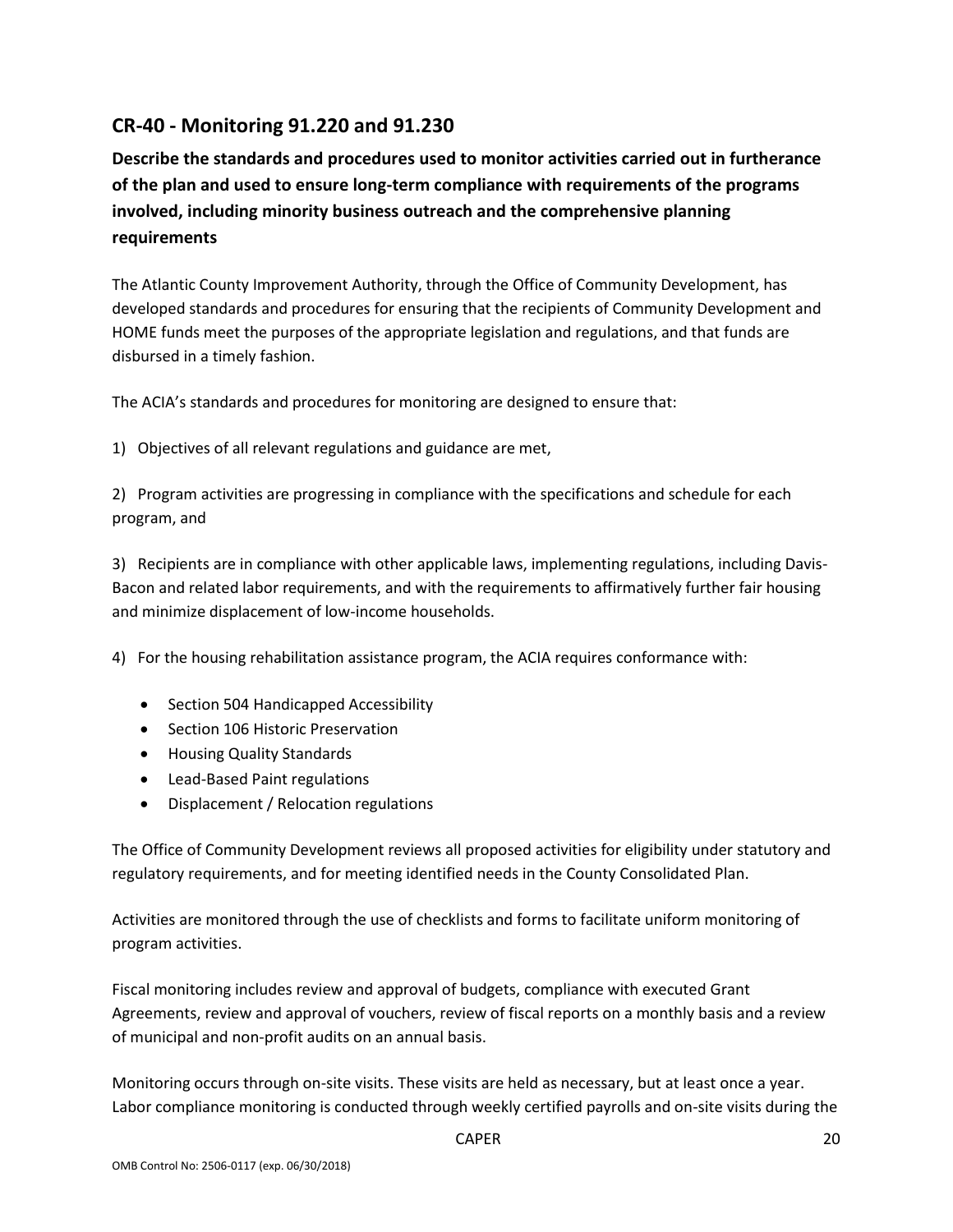## CR-40 - Monitoring 91.220 and 91.230

**Describe the standards and procedures used to monitor activities carried out in furtherance of the plan and used to ensure long-term compliance with requirements of the programs involved, including minority business outreach and the comprehensive planning requirements**

The Atlantic County Improvement Authority, through the Office of Community Development, has developed standards and procedures for ensuring that the recipients of Community Development and HOME funds meet the purposes of the appropriate legislation and regulations, and that funds are disbursed in a timely fashion.

The ACIA's standards and procedures for monitoring are designed to ensure that:

1) Objectives of all relevant regulations and guidance are met,

2) Program activities are progressing in compliance with the specifications and schedule for each program, and

3) Recipients are in compliance with other applicable laws, implementing regulations, including Davis-Bacon and related labor requirements, and with the requirements to affirmatively further fair housing and minimize displacement of low-income households.

4) For the housing rehabilitation assistance program, the ACIA requires conformance with:

- Section 504 Handicapped Accessibility
- Section 106 Historic Preservation
- Housing Quality Standards
- Lead-Based Paint regulations
- Displacement / Relocation regulations

The Office of Community Development reviews all proposed activities for eligibility under statutory and regulatory requirements, and for meeting identified needs in the County Consolidated Plan.

Activities are monitored through the use of checklists and forms to facilitate uniform monitoring of program activities.

Fiscal monitoring includes review and approval of budgets, compliance with executed Grant Agreements, review and approval of vouchers, review of fiscal reports on a monthly basis and a review of municipal and non-profit audits on an annual basis.

Monitoring occurs through on-site visits. These visits are held as necessary, but at least once a year. Labor compliance monitoring is conducted through weekly certified payrolls and on-site visits during the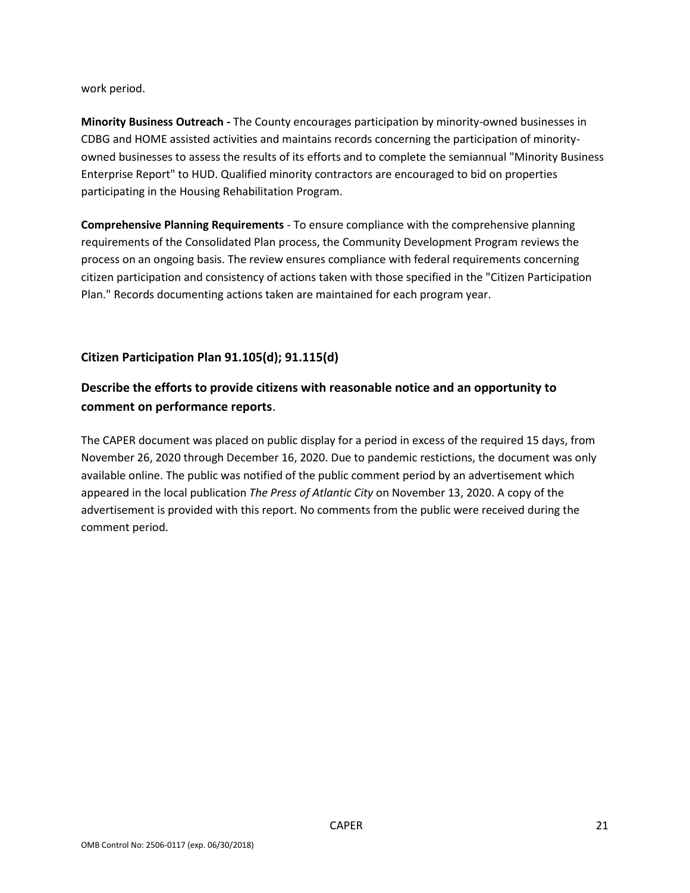work period.

**Minority Business Outreach -** The County encourages participation by minority-owned businesses in CDBG and HOME assisted activities and maintains records concerning the participation of minority-owned businesses to assess the results of its efforts and to complete the semiannual "Minority Business Enterprise Report" to HUD. Qualified minority contractors are encouraged to bid on properties participating in the Housing Rehabilitation Program.

**Comprehensive Planning Requirements** - To ensure compliance with the comprehensive planning requirements of the Consolidated Plan process, the Community Development Program reviews the process on an ongoing basis. The review ensures compliance with federal requirements concerning citizen participation and consistency of actions taken with those specified in the "Citizen Participation Plan." Records documenting actions taken are maintained for each program year.

### Citizen Participation Plan 91.105(d); 91.115(d)

## Describe the efforts to provide citizens with reasonable notice and an opportunity to comment on performance reports.

The CAPER document was placed on public display for a period in excess of the required 15 days, from November 26, 2020 through December 16, 2020. Due to pandemic restictions, the document was only available online. The public was notified of the public comment period by an advertisement which appeared in the local publication *The Press of Atlantic City* on November 13, 2020. A copy of the advertisement is provided with this report. No comments from the public were received during the comment period.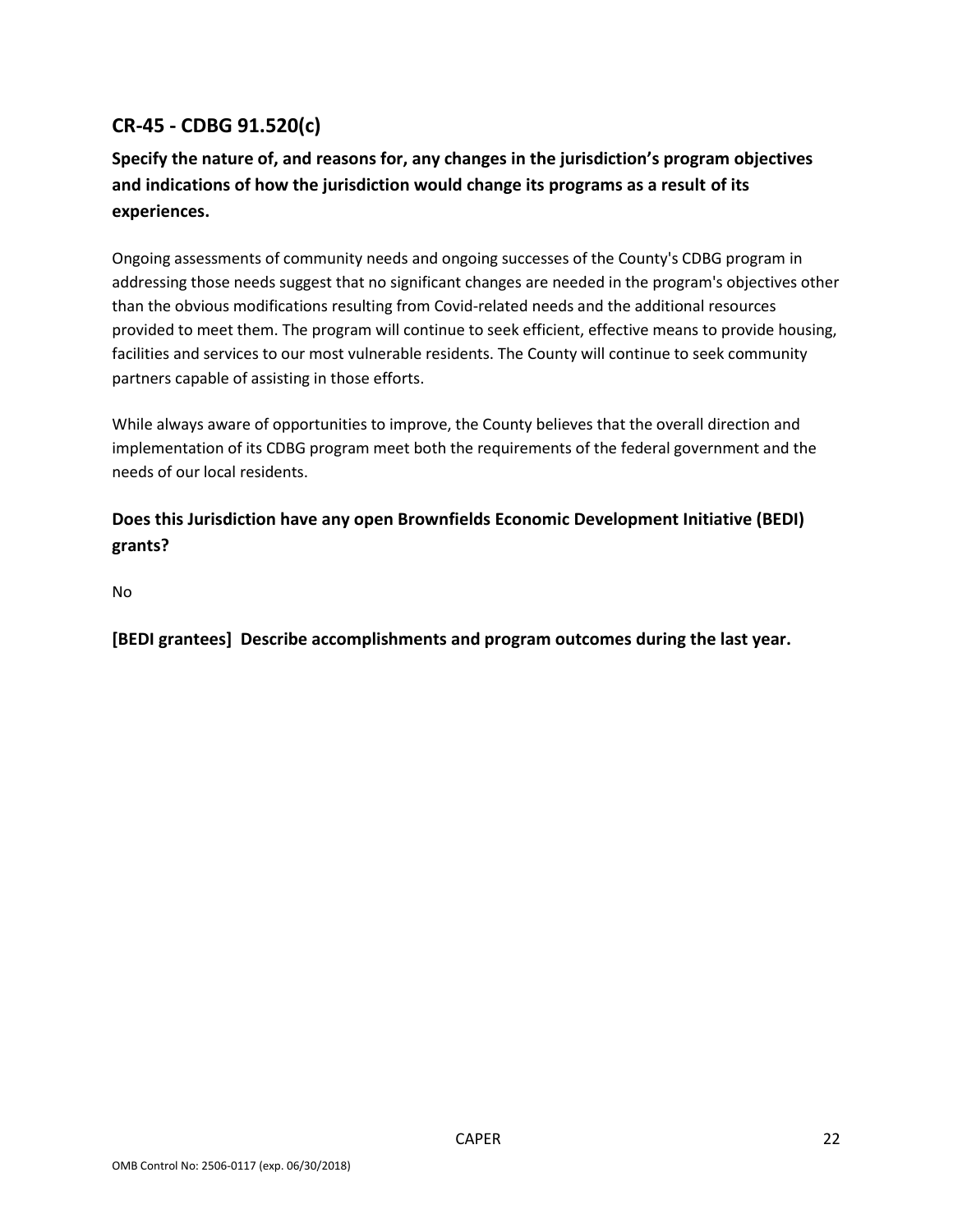## CR-45 - CDBG 91.520(c)

### Specify the nature of, and reasons for, any changes in the jurisdiction's program objectives and indications of how the jurisdiction would change its programs as a result of its experiences.

Ongoing assessments of community needs and ongoing successes of the County's CDBG program in addressing those needs suggest that no significant changes are needed in the program's objectives other than the obvious modifications resulting from Covid-related needs and the additional resources provided to meet them. The program will continue to seek efficient, effective means to provide housing, facilities and services to our most vulnerable residents. The County will continue to seek community partners capable of assisting in those efforts.

While always aware of opportunities to improve, the County believes that the overall direction and implementation of its CDBG program meet both the requirements of the federal government and the needs of our local residents.

### Does this Jurisdiction have any open Brownfields Economic Development Initiative (BEDI) grants?

No

### [BEDI grantees] Describe accomplishments and program outcomes during the last year.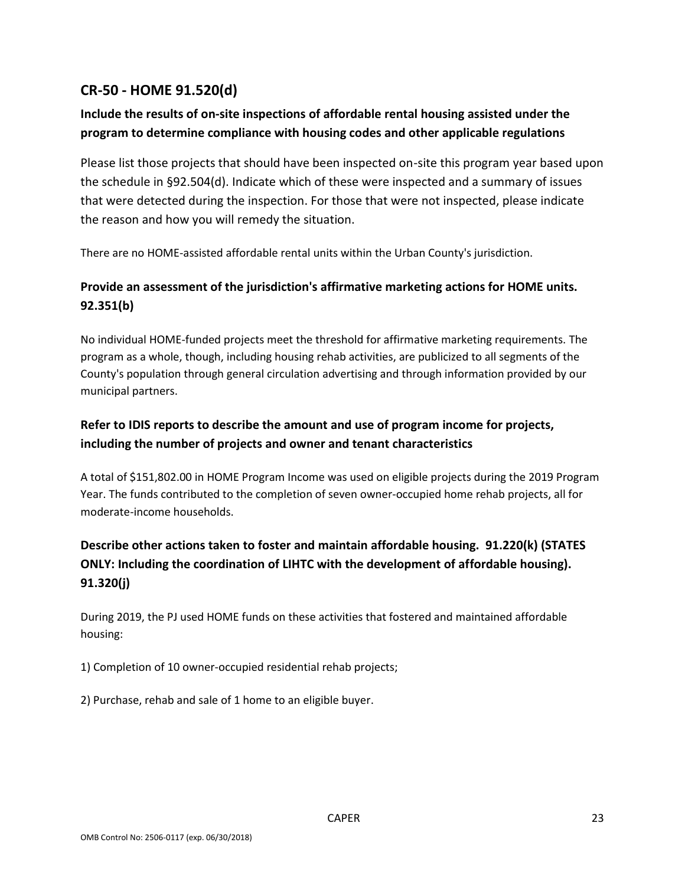## CR-50 - HOME 91.520(d)

### Include the results of on-site inspections of affordable rental housing assisted under the program to determine compliance with housing codes and other applicable regulations

Please list those projects that should have been inspected on-site this program year based upon the schedule in §92.504(d). Indicate which of these were inspected and a summary of issues that were detected during the inspection. For those that were not inspected, please indicate the reason and how you will remedy the situation.

There are no HOME-assisted affordable rental units within the Urban County's jurisdiction.

### Provide an assessment of the jurisdiction's affirmative marketing actions for HOME units. 92.351(b)

No individual HOME-funded projects meet the threshold for affirmative marketing requirements. The program as a whole, though, including housing rehab activities, are publicized to all segments of the County's population through general circulation advertising and through information provided by our municipal partners.

### Refer to IDIS reports to describe the amount and use of program income for projects, including the number of projects and owner and tenant characteristics

A total of $151,802.00 in HOME Program Income was used on eligible projects during the 2019 Program Year. The funds contributed to the completion of seven owner-occupied home rehab projects, all for moderate-income households.

### Describe other actions taken to foster and maintain affordable housing. 91.220(k) (STATES ONLY: Including the coordination of LIHTC with the development of affordable housing). 91.320(j)

During 2019, the PJ used HOME funds on these activities that fostered and maintained affordable housing:

1) Completion of 10 owner-occupied residential rehab projects;

2) Purchase, rehab and sale of 1 home to an eligible buyer.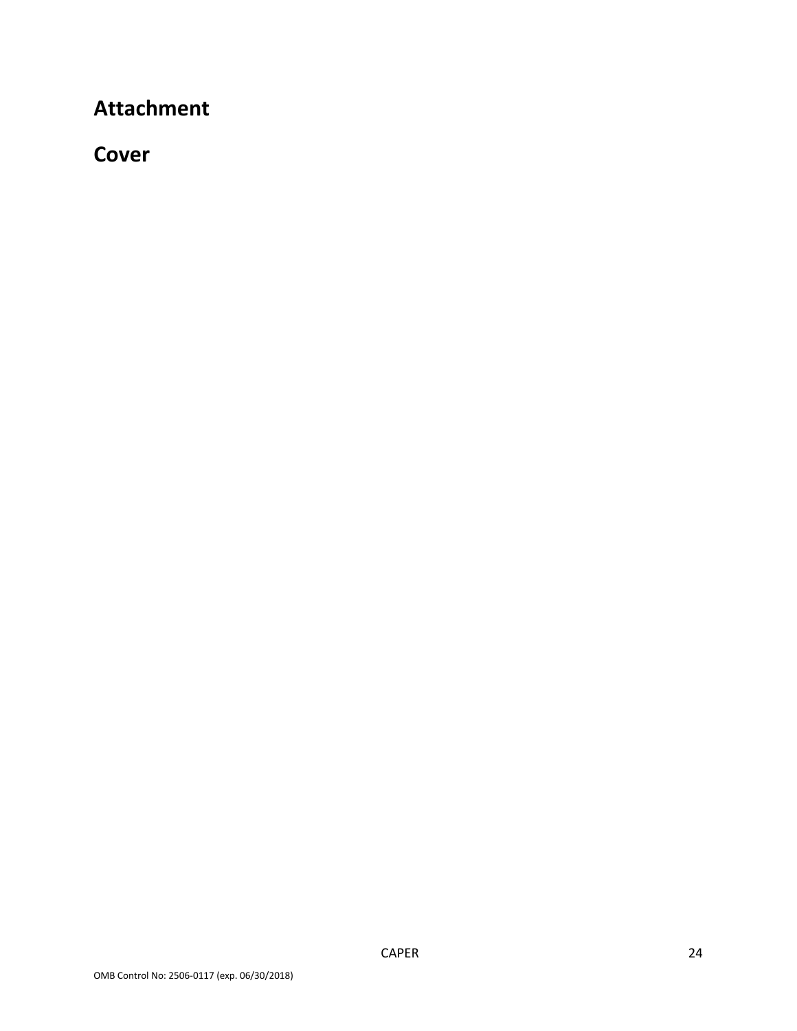# Attachment

# Cover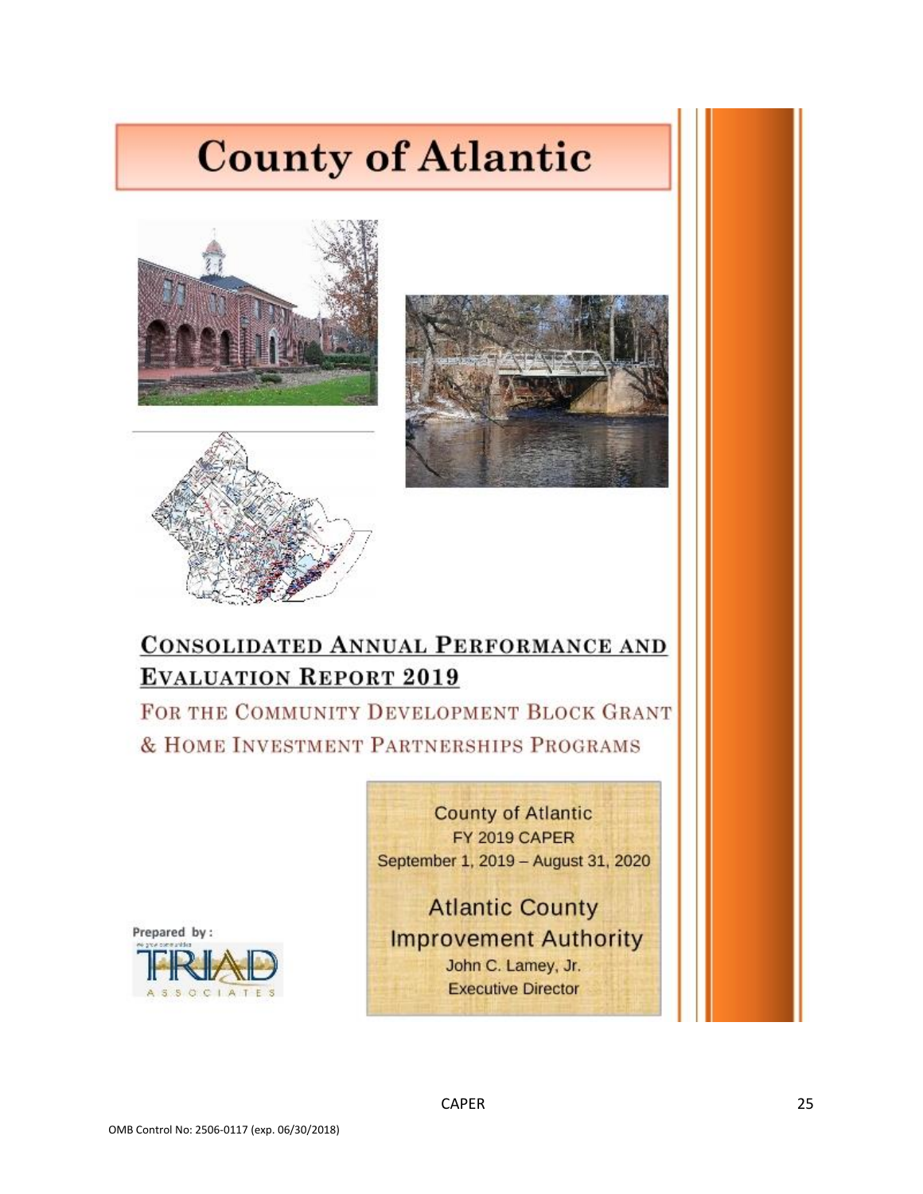# County of Atlantic

## Consolidated Annual Performance and Evaluation Report 2019

### For the Community Development Block Grant & Home Investment Partnerships Programs

County of Atlantic
FY 2019 CAPER
September 1, 2019 – August 31, 2020

Atlantic County
Improvement Authority
John C. Lamey, Jr.
Executive Director

Prepared by:
TRIAD ASSOCIATES